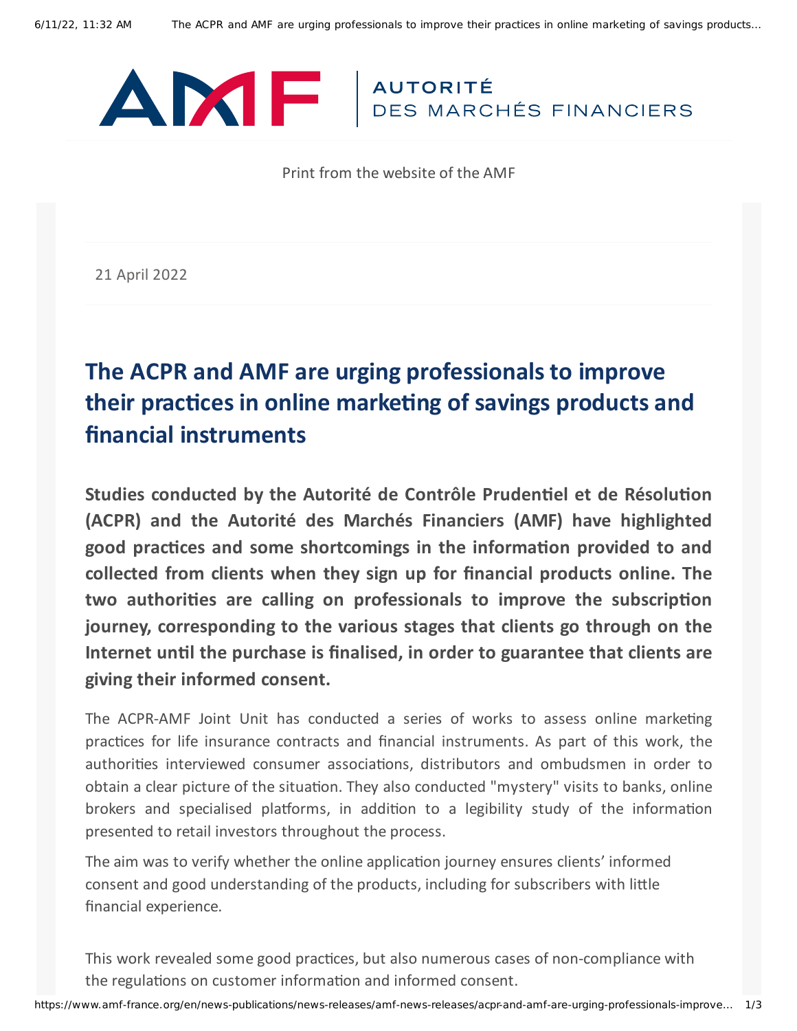AUTORITÉ DES MARCHÉS FINANCIERS

Print from the website of the AMF

21 April 2022

# The ACPR and AMF are urging professionals to improve their practices in online marketing of savings products and financial instruments

**Studies conducted by the Autorité de Contrôle Prudentiel et de Résolution (ACPR) and the Autorité des Marchés Financiers (AMF) have highlighted good practices and some shortcomings in the information provided to and collected from clients when they sign up for financial products online. The two authorities are calling on professionals to improve the subscription journey, corresponding to the various stages that clients go through on the Internet until the purchase is finalised, in order to guarantee that clients are giving their informed consent.**

The ACPR-AMF Joint Unit has conducted a series of works to assess online marketing practices for life insurance contracts and financial instruments. As part of this work, the authorities interviewed consumer associations, distributors and ombudsmen in order to obtain a clear picture of the situation. They also conducted "mystery" visits to banks, online brokers and specialised platforms, in addition to a legibility study of the information presented to retail investors throughout the process.

The aim was to verify whether the online application journey ensures clients' informed consent and good understanding of the products, including for subscribers with little financial experience.

This work revealed some good practices, but also numerous cases of non-compliance with the regulations on customer information and informed consent.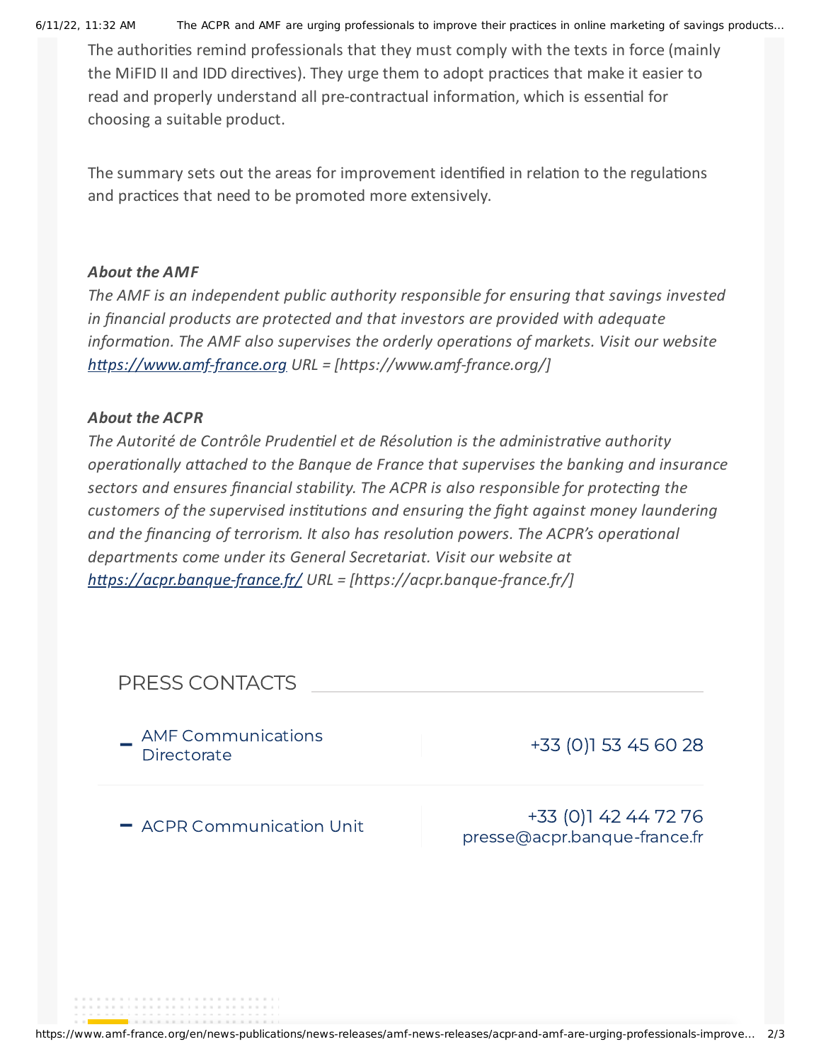The authorities remind professionals that they must comply with the texts in force (mainly the MiFID II and IDD directives). They urge them to adopt practices that make it easier to read and properly understand all pre-contractual information, which is essential for choosing a suitable product.

The summary sets out the areas for improvement identified in relation to the regulations and practices that need to be promoted more extensively.

***About the AMF***

*The AMF is an independent public authority responsible for ensuring that savings invested in financial products are protected and that investors are provided with adequate information. The AMF also supervises the orderly operations of markets. Visit our website [https://www.amf-france.org](https://www.amf-france.org/) URL = [https://www.amf-france.org/]*

***About the ACPR***

*The Autorité de Contrôle Prudentiel et de Résolution is the administrative authority operationally attached to the Banque de France that supervises the banking and insurance sectors and ensures financial stability. The ACPR is also responsible for protecting the customers of the supervised institutions and ensuring the fight against money laundering and the financing of terrorism. It also has resolution powers. The ACPR's operational departments come under its General Secretariat. Visit our website at [https://acpr.banque-france.fr/](https://acpr.banque-france.fr/) URL = [https://acpr.banque-france.fr/]*

## PRESS CONTACTS

| Contact | Details |
| --- | --- |
| AMF Communications Directorate | +33 (0)1 53 45 60 28 |
| ACPR Communication Unit | +33 (0)1 42 44 72 76<br>presse@acpr.banque-france.fr |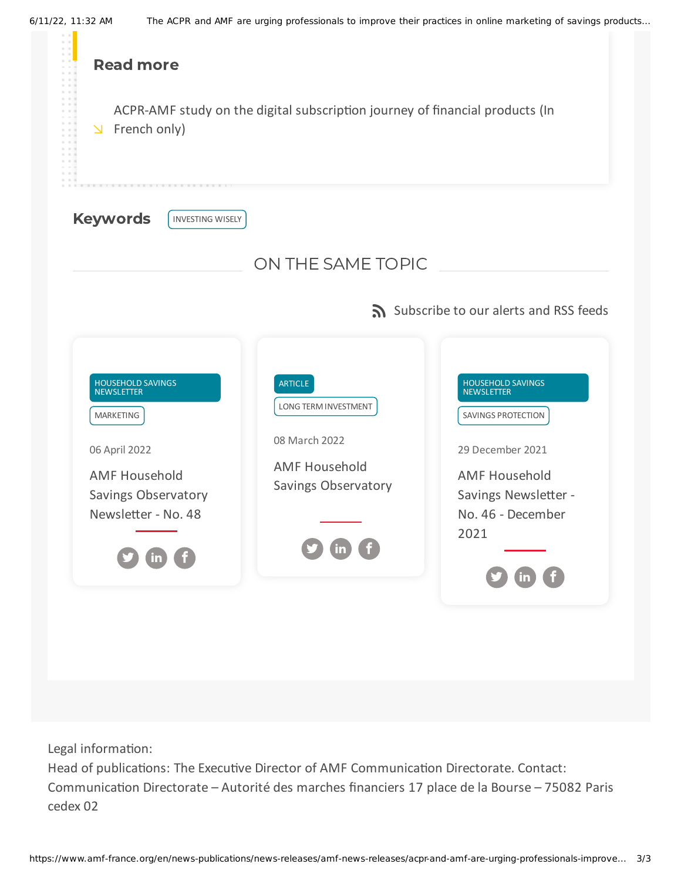## Read more

↘ ACPR-AMF study on the digital subscription journey of financial products (In French only)

**Keywords** INVESTING WISELY

## ON THE SAME TOPIC

Subscribe to our alerts and RSS feeds

HOUSEHOLD SAVINGS NEWSLETTER
MARKETING

06 April 2022

AMF Household Savings Observatory Newsletter - No. 48

ARTICLE
LONG TERM INVESTMENT

08 March 2022

AMF Household Savings Observatory

HOUSEHOLD SAVINGS NEWSLETTER
SAVINGS PROTECTION

29 December 2021

AMF Household Savings Newsletter - No. 46 - December 2021

Legal information:
Head of publications: The Executive Director of AMF Communication Directorate. Contact: Communication Directorate – Autorité des marchés financiers 17 place de la Bourse – 75082 Paris cedex 02